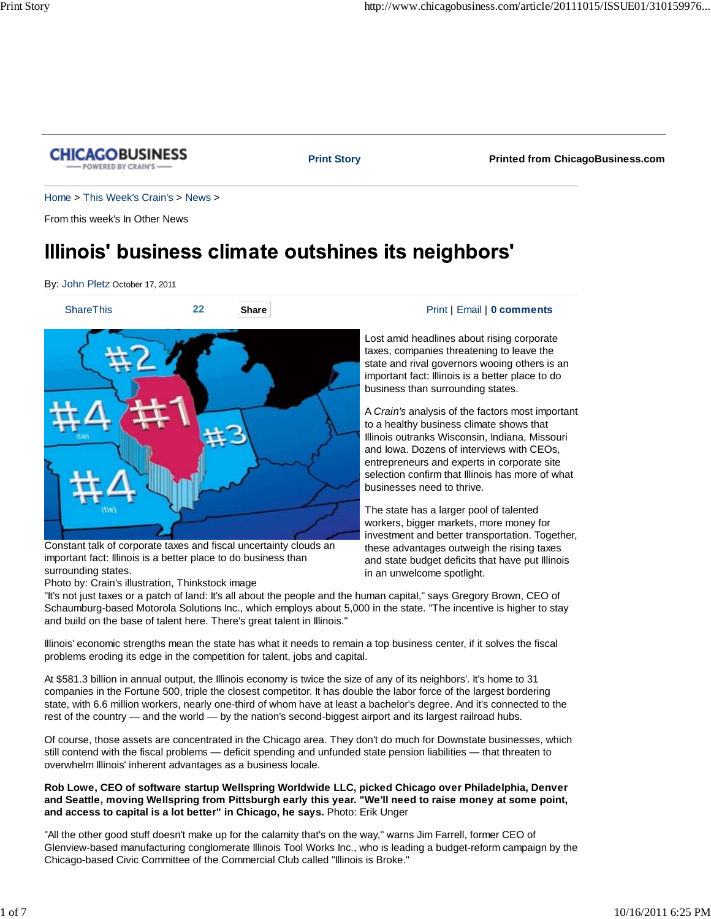CHICAGOBUSINESS — POWERED BY CRAIN'S

**Print Story**

**Printed from ChicagoBusiness.com**

Home > This Week's Crain's > News >

From this week's In Other News

# Illinois' business climate outshines its neighbors'

By: John Pletz October 17, 2011

ShareThis 22 Share Print | Email | **0 comments**

Constant talk of corporate taxes and fiscal uncertainty clouds an important fact: Illinois is a better place to do business than surrounding states.

Photo by: Crain's illustration, Thinkstock image

Lost amid headlines about rising corporate taxes, companies threatening to leave the state and rival governors wooing others is an important fact: Illinois is a better place to do business than surrounding states.

A *Crain's* analysis of the factors most important to a healthy business climate shows that Illinois outranks Wisconsin, Indiana, Missouri and Iowa. Dozens of interviews with CEOs, entrepreneurs and experts in corporate site selection confirm that Illinois has more of what businesses need to thrive.

The state has a larger pool of talented workers, bigger markets, more money for investment and better transportation. Together, these advantages outweigh the rising taxes and state budget deficits that have put Illinois in an unwelcome spotlight.

"It's not just taxes or a patch of land: It's all about the people and the human capital," says Gregory Brown, CEO of Schaumburg-based Motorola Solutions Inc., which employs about 5,000 in the state. "The incentive is higher to stay and build on the base of talent here. There's great talent in Illinois."

Illinois' economic strengths mean the state has what it needs to remain a top business center, if it solves the fiscal problems eroding its edge in the competition for talent, jobs and capital.

At $581.3 billion in annual output, the Illinois economy is twice the size of any of its neighbors'. It's home to 31 companies in the Fortune 500, triple the closest competitor. It has double the labor force of the largest bordering state, with 6.6 million workers, nearly one-third of whom have at least a bachelor's degree. And it's connected to the rest of the country — and the world — by the nation's second-biggest airport and its largest railroad hubs.

Of course, those assets are concentrated in the Chicago area. They don't do much for Downstate businesses, which still contend with the fiscal problems — deficit spending and unfunded state pension liabilities — that threaten to overwhelm Illinois' inherent advantages as a business locale.

**Rob Lowe, CEO of software startup Wellspring Worldwide LLC, picked Chicago over Philadelphia, Denver and Seattle, moving Wellspring from Pittsburgh early this year. "We'll need to raise money at some point, and access to capital is a lot better" in Chicago, he says.** Photo: Erik Unger

"All the other good stuff doesn't make up for the calamity that's on the way," warns Jim Farrell, former CEO of Glenview-based manufacturing conglomerate Illinois Tool Works Inc., who is leading a budget-reform campaign by the Chicago-based Civic Committee of the Commercial Club called "Illinois is Broke."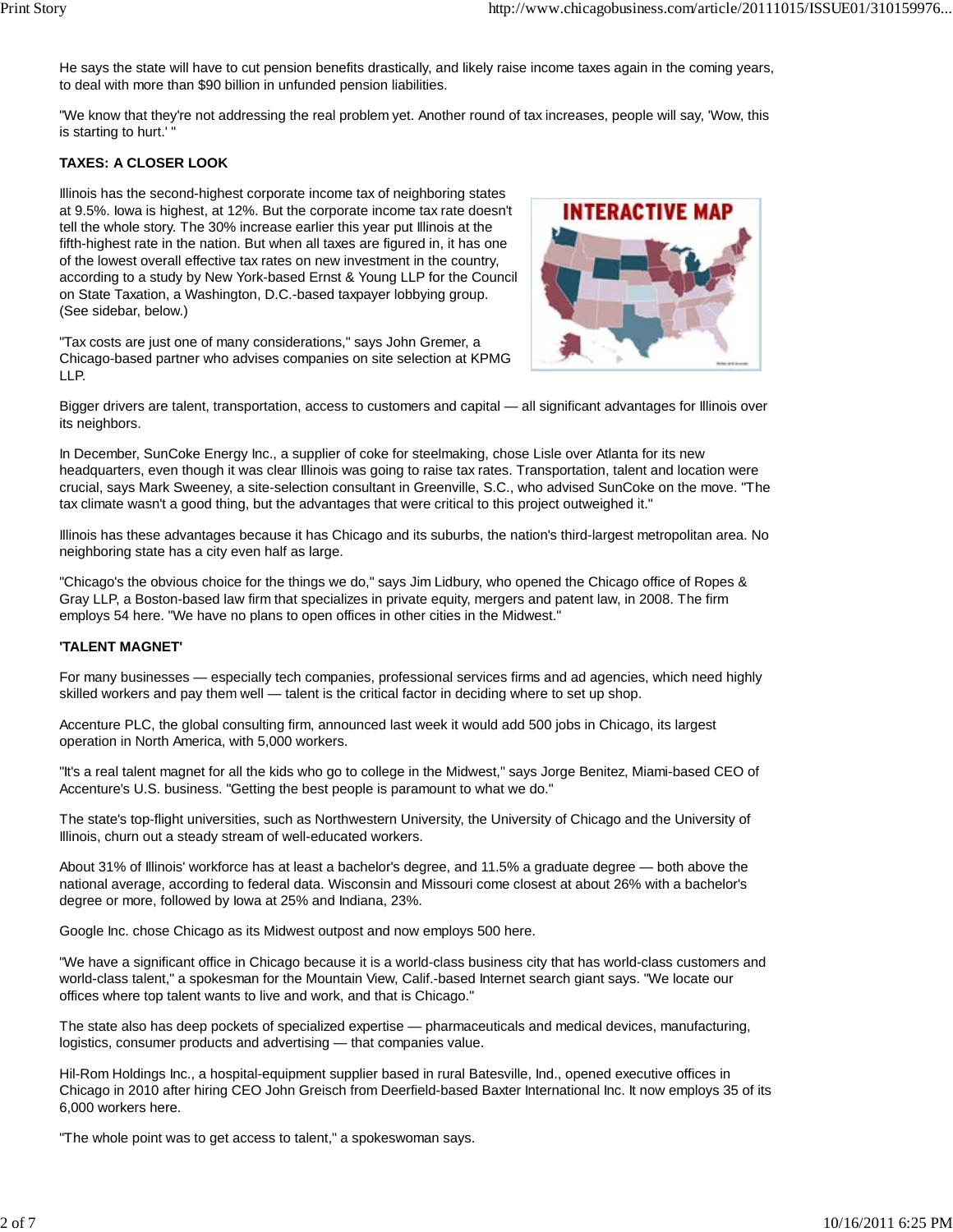He says the state will have to cut pension benefits drastically, and likely raise income taxes again in the coming years, to deal with more than $90 billion in unfunded pension liabilities.

"We know that they're not addressing the real problem yet. Another round of tax increases, people will say, 'Wow, this is starting to hurt.' "

**TAXES: A CLOSER LOOK**

Illinois has the second-highest corporate income tax of neighboring states at 9.5%. Iowa is highest, at 12%. But the corporate income tax rate doesn't tell the whole story. The 30% increase earlier this year put Illinois at the fifth-highest rate in the nation. But when all taxes are figured in, it has one of the lowest overall effective tax rates on new investment in the country, according to a study by New York-based Ernst & Young LLP for the Council on State Taxation, a Washington, D.C.-based taxpayer lobbying group. (See sidebar, below.)

"Tax costs are just one of many considerations," says John Gremer, a Chicago-based partner who advises companies on site selection at KPMG LLP.

Bigger drivers are talent, transportation, access to customers and capital — all significant advantages for Illinois over its neighbors.

In December, SunCoke Energy Inc., a supplier of coke for steelmaking, chose Lisle over Atlanta for its new headquarters, even though it was clear Illinois was going to raise tax rates. Transportation, talent and location were crucial, says Mark Sweeney, a site-selection consultant in Greenville, S.C., who advised SunCoke on the move. "The tax climate wasn't a good thing, but the advantages that were critical to this project outweighed it."

Illinois has these advantages because it has Chicago and its suburbs, the nation's third-largest metropolitan area. No neighboring state has a city even half as large.

"Chicago's the obvious choice for the things we do," says Jim Lidbury, who opened the Chicago office of Ropes & Gray LLP, a Boston-based law firm that specializes in private equity, mergers and patent law, in 2008. The firm employs 54 here. "We have no plans to open offices in other cities in the Midwest."

**'TALENT MAGNET'**

For many businesses — especially tech companies, professional services firms and ad agencies, which need highly skilled workers and pay them well — talent is the critical factor in deciding where to set up shop.

Accenture PLC, the global consulting firm, announced last week it would add 500 jobs in Chicago, its largest operation in North America, with 5,000 workers.

"It's a real talent magnet for all the kids who go to college in the Midwest," says Jorge Benitez, Miami-based CEO of Accenture's U.S. business. "Getting the best people is paramount to what we do."

The state's top-flight universities, such as Northwestern University, the University of Chicago and the University of Illinois, churn out a steady stream of well-educated workers.

About 31% of Illinois' workforce has at least a bachelor's degree, and 11.5% a graduate degree — both above the national average, according to federal data. Wisconsin and Missouri come closest at about 26% with a bachelor's degree or more, followed by Iowa at 25% and Indiana, 23%.

Google Inc. chose Chicago as its Midwest outpost and now employs 500 here.

"We have a significant office in Chicago because it is a world-class business city that has world-class customers and world-class talent," a spokesman for the Mountain View, Calif.-based Internet search giant says. "We locate our offices where top talent wants to live and work, and that is Chicago."

The state also has deep pockets of specialized expertise — pharmaceuticals and medical devices, manufacturing, logistics, consumer products and advertising — that companies value.

Hil-Rom Holdings Inc., a hospital-equipment supplier based in rural Batesville, Ind., opened executive offices in Chicago in 2010 after hiring CEO John Greisch from Deerfield-based Baxter International Inc. It now employs 35 of its 6,000 workers here.

"The whole point was to get access to talent," a spokeswoman says.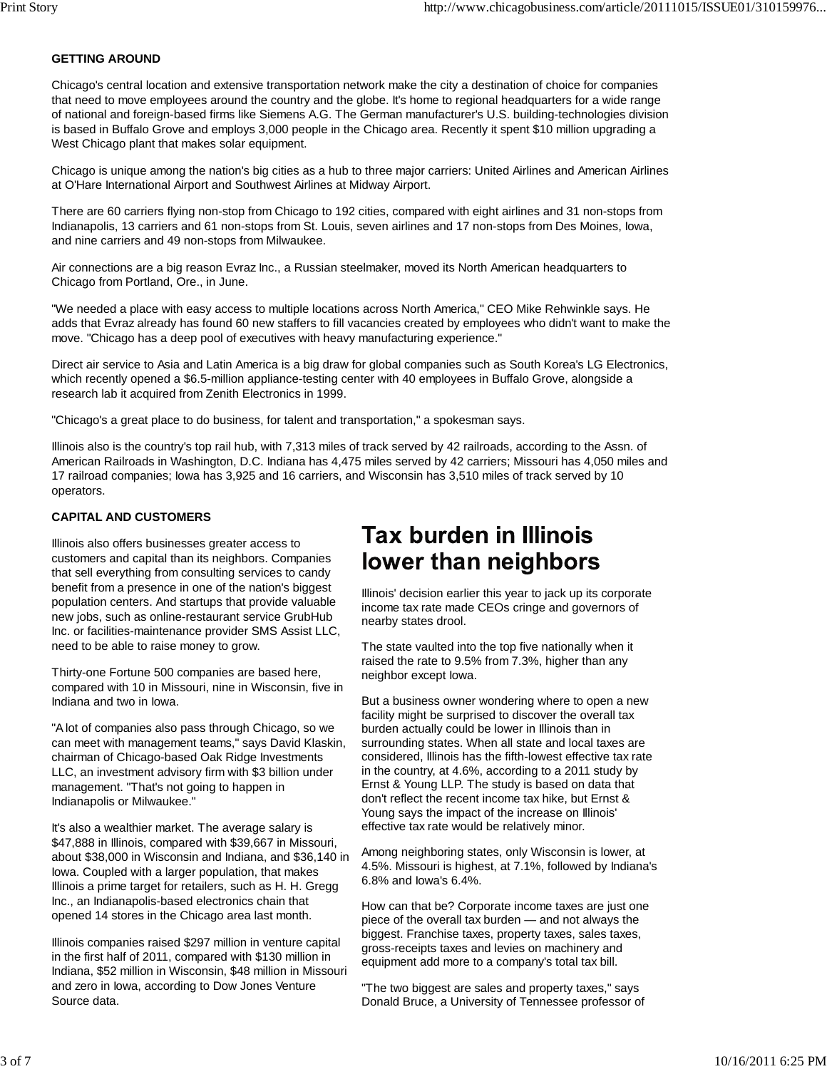**GETTING AROUND**

Chicago's central location and extensive transportation network make the city a destination of choice for companies that need to move employees around the country and the globe. It's home to regional headquarters for a wide range of national and foreign-based firms like Siemens A.G. The German manufacturer's U.S. building-technologies division is based in Buffalo Grove and employs 3,000 people in the Chicago area. Recently it spent $10 million upgrading a West Chicago plant that makes solar equipment.

Chicago is unique among the nation's big cities as a hub to three major carriers: United Airlines and American Airlines at O'Hare International Airport and Southwest Airlines at Midway Airport.

There are 60 carriers flying non-stop from Chicago to 192 cities, compared with eight airlines and 31 non-stops from Indianapolis, 13 carriers and 61 non-stops from St. Louis, seven airlines and 17 non-stops from Des Moines, Iowa, and nine carriers and 49 non-stops from Milwaukee.

Air connections are a big reason Evraz Inc., a Russian steelmaker, moved its North American headquarters to Chicago from Portland, Ore., in June.

"We needed a place with easy access to multiple locations across North America," CEO Mike Rehwinkle says. He adds that Evraz already has found 60 new staffers to fill vacancies created by employees who didn't want to make the move. "Chicago has a deep pool of executives with heavy manufacturing experience."

Direct air service to Asia and Latin America is a big draw for global companies such as South Korea's LG Electronics, which recently opened a $6.5-million appliance-testing center with 40 employees in Buffalo Grove, alongside a research lab it acquired from Zenith Electronics in 1999.

"Chicago's a great place to do business, for talent and transportation," a spokesman says.

Illinois also is the country's top rail hub, with 7,313 miles of track served by 42 railroads, according to the Assn. of American Railroads in Washington, D.C. Indiana has 4,475 miles served by 42 carriers; Missouri has 4,050 miles and 17 railroad companies; Iowa has 3,925 and 16 carriers, and Wisconsin has 3,510 miles of track served by 10 operators.

**CAPITAL AND CUSTOMERS**

Illinois also offers businesses greater access to customers and capital than its neighbors. Companies that sell everything from consulting services to candy benefit from a presence in one of the nation's biggest population centers. And startups that provide valuable new jobs, such as online-restaurant service GrubHub Inc. or facilities-maintenance provider SMS Assist LLC, need to be able to raise money to grow.

Thirty-one Fortune 500 companies are based here, compared with 10 in Missouri, nine in Wisconsin, five in Indiana and two in Iowa.

"A lot of companies also pass through Chicago, so we can meet with management teams," says David Klaskin, chairman of Chicago-based Oak Ridge Investments LLC, an investment advisory firm with $3 billion under management. "That's not going to happen in Indianapolis or Milwaukee."

It's also a wealthier market. The average salary is $47,888 in Illinois, compared with $39,667 in Missouri, about $38,000 in Wisconsin and Indiana, and $36,140 in Iowa. Coupled with a larger population, that makes Illinois a prime target for retailers, such as H. H. Gregg Inc., an Indianapolis-based electronics chain that opened 14 stores in the Chicago area last month.

Illinois companies raised $297 million in venture capital in the first half of 2011, compared with $130 million in Indiana, $52 million in Wisconsin, $48 million in Missouri and zero in Iowa, according to Dow Jones Venture Source data.

## Tax burden in Illinois lower than neighbors

Illinois' decision earlier this year to jack up its corporate income tax rate made CEOs cringe and governors of nearby states drool.

The state vaulted into the top five nationally when it raised the rate to 9.5% from 7.3%, higher than any neighbor except Iowa.

But a business owner wondering where to open a new facility might be surprised to discover the overall tax burden actually could be lower in Illinois than in surrounding states. When all state and local taxes are considered, Illinois has the fifth-lowest effective tax rate in the country, at 4.6%, according to a 2011 study by Ernst & Young LLP. The study is based on data that don't reflect the recent income tax hike, but Ernst & Young says the impact of the increase on Illinois' effective tax rate would be relatively minor.

Among neighboring states, only Wisconsin is lower, at 4.5%. Missouri is highest, at 7.1%, followed by Indiana's 6.8% and Iowa's 6.4%.

How can that be? Corporate income taxes are just one piece of the overall tax burden — and not always the biggest. Franchise taxes, property taxes, sales taxes, gross-receipts taxes and levies on machinery and equipment add more to a company's total tax bill.

"The two biggest are sales and property taxes," says Donald Bruce, a University of Tennessee professor of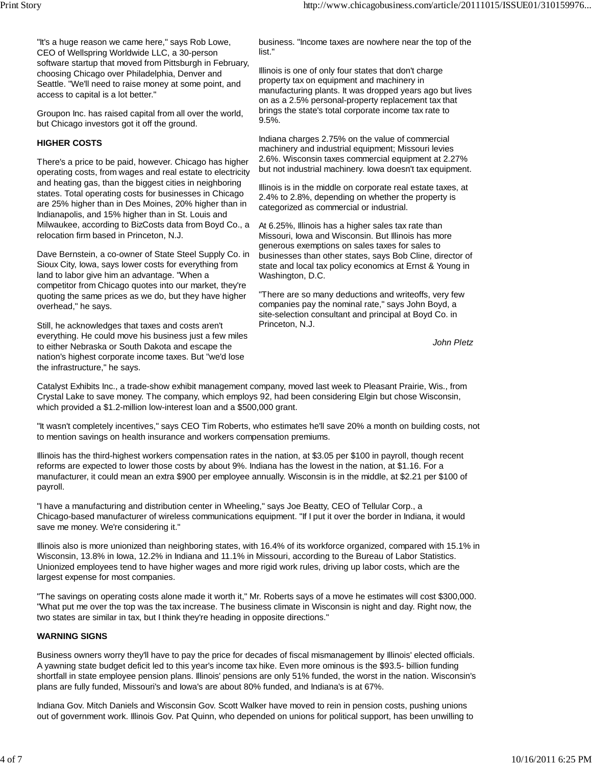"It's a huge reason we came here," says Rob Lowe, CEO of Wellspring Worldwide LLC, a 30-person software startup that moved from Pittsburgh in February, choosing Chicago over Philadelphia, Denver and Seattle. "We'll need to raise money at some point, and access to capital is a lot better."

Groupon Inc. has raised capital from all over the world, but Chicago investors got it off the ground.

**HIGHER COSTS**

There's a price to be paid, however. Chicago has higher operating costs, from wages and real estate to electricity and heating gas, than the biggest cities in neighboring states. Total operating costs for businesses in Chicago are 25% higher than in Des Moines, 20% higher than in Indianapolis, and 15% higher than in St. Louis and Milwaukee, according to BizCosts data from Boyd Co., a relocation firm based in Princeton, N.J.

Dave Bernstein, a co-owner of State Steel Supply Co. in Sioux City, Iowa, says lower costs for everything from land to labor give him an advantage. "When a competitor from Chicago quotes into our market, they're quoting the same prices as we do, but they have higher overhead," he says.

Still, he acknowledges that taxes and costs aren't everything. He could move his business just a few miles to either Nebraska or South Dakota and escape the nation's highest corporate income taxes. But "we'd lose the infrastructure," he says.

business. "Income taxes are nowhere near the top of the list."

Illinois is one of only four states that don't charge property tax on equipment and machinery in manufacturing plants. It was dropped years ago but lives on as a 2.5% personal-property replacement tax that brings the state's total corporate income tax rate to 9.5%.

Indiana charges 2.75% on the value of commercial machinery and industrial equipment; Missouri levies 2.6%. Wisconsin taxes commercial equipment at 2.27% but not industrial machinery. Iowa doesn't tax equipment.

Illinois is in the middle on corporate real estate taxes, at 2.4% to 2.8%, depending on whether the property is categorized as commercial or industrial.

At 6.25%, Illinois has a higher sales tax rate than Missouri, Iowa and Wisconsin. But Illinois has more generous exemptions on sales taxes for sales to businesses than other states, says Bob Cline, director of state and local tax policy economics at Ernst & Young in Washington, D.C.

"There are so many deductions and writeoffs, very few companies pay the nominal rate," says John Boyd, a site-selection consultant and principal at Boyd Co. in Princeton, N.J.

*John Pletz*

Catalyst Exhibits Inc., a trade-show exhibit management company, moved last week to Pleasant Prairie, Wis., from Crystal Lake to save money. The company, which employs 92, had been considering Elgin but chose Wisconsin, which provided a $1.2-million low-interest loan and a $500,000 grant.

"It wasn't completely incentives," says CEO Tim Roberts, who estimates he'll save 20% a month on building costs, not to mention savings on health insurance and workers compensation premiums.

Illinois has the third-highest workers compensation rates in the nation, at $3.05 per $100 in payroll, though recent reforms are expected to lower those costs by about 9%. Indiana has the lowest in the nation, at $1.16. For a manufacturer, it could mean an extra $900 per employee annually. Wisconsin is in the middle, at $2.21 per $100 of payroll.

"I have a manufacturing and distribution center in Wheeling," says Joe Beatty, CEO of Tellular Corp., a Chicago-based manufacturer of wireless communications equipment. "If I put it over the border in Indiana, it would save me money. We're considering it."

Illinois also is more unionized than neighboring states, with 16.4% of its workforce organized, compared with 15.1% in Wisconsin, 13.8% in Iowa, 12.2% in Indiana and 11.1% in Missouri, according to the Bureau of Labor Statistics. Unionized employees tend to have higher wages and more rigid work rules, driving up labor costs, which are the largest expense for most companies.

"The savings on operating costs alone made it worth it," Mr. Roberts says of a move he estimates will cost $300,000. "What put me over the top was the tax increase. The business climate in Wisconsin is night and day. Right now, the two states are similar in tax, but I think they're heading in opposite directions."

**WARNING SIGNS**

Business owners worry they'll have to pay the price for decades of fiscal mismanagement by Illinois' elected officials. A yawning state budget deficit led to this year's income tax hike. Even more ominous is the $93.5- billion funding shortfall in state employee pension plans. Illinois' pensions are only 51% funded, the worst in the nation. Wisconsin's plans are fully funded, Missouri's and Iowa's are about 80% funded, and Indiana's is at 67%.

Indiana Gov. Mitch Daniels and Wisconsin Gov. Scott Walker have moved to rein in pension costs, pushing unions out of government work. Illinois Gov. Pat Quinn, who depended on unions for political support, has been unwilling to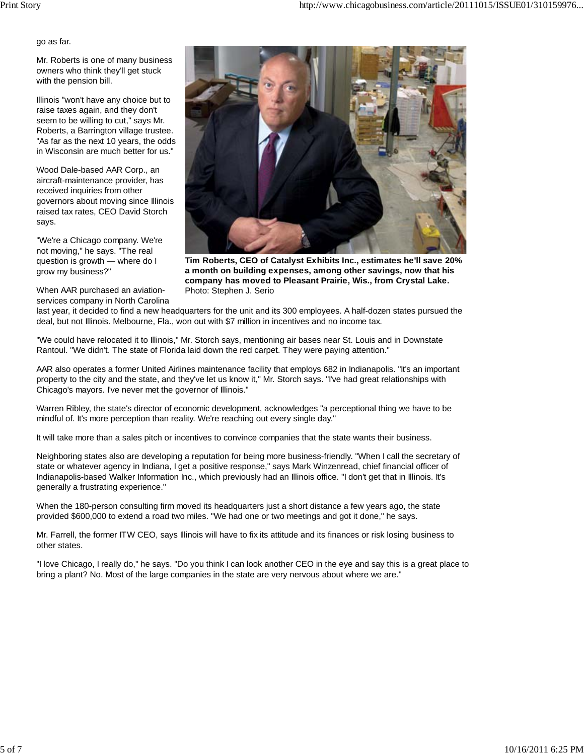go as far.

Mr. Roberts is one of many business owners who think they'll get stuck with the pension bill.

Illinois "won't have any choice but to raise taxes again, and they don't seem to be willing to cut," says Mr. Roberts, a Barrington village trustee. "As far as the next 10 years, the odds in Wisconsin are much better for us."

Wood Dale-based AAR Corp., an aircraft-maintenance provider, has received inquiries from other governors about moving since Illinois raised tax rates, CEO David Storch says.

"We're a Chicago company. We're not moving," he says. "The real question is growth — where do I grow my business?"

**Tim Roberts, CEO of Catalyst Exhibits Inc., estimates he'll save 20% a month on building expenses, among other savings, now that his company has moved to Pleasant Prairie, Wis., from Crystal Lake.** Photo: Stephen J. Serio

When AAR purchased an aviation-services company in North Carolina last year, it decided to find a new headquarters for the unit and its 300 employees. A half-dozen states pursued the deal, but not Illinois. Melbourne, Fla., won out with $7 million in incentives and no income tax.

"We could have relocated it to Illinois," Mr. Storch says, mentioning air bases near St. Louis and in Downstate Rantoul. "We didn't. The state of Florida laid down the red carpet. They were paying attention."

AAR also operates a former United Airlines maintenance facility that employs 682 in Indianapolis. "It's an important property to the city and the state, and they've let us know it," Mr. Storch says. "I've had great relationships with Chicago's mayors. I've never met the governor of Illinois."

Warren Ribley, the state's director of economic development, acknowledges "a perceptional thing we have to be mindful of. It's more perception than reality. We're reaching out every single day."

It will take more than a sales pitch or incentives to convince companies that the state wants their business.

Neighboring states also are developing a reputation for being more business-friendly. "When I call the secretary of state or whatever agency in Indiana, I get a positive response," says Mark Winzenread, chief financial officer of Indianapolis-based Walker Information Inc., which previously had an Illinois office. "I don't get that in Illinois. It's generally a frustrating experience."

When the 180-person consulting firm moved its headquarters just a short distance a few years ago, the state provided $600,000 to extend a road two miles. "We had one or two meetings and got it done," he says.

Mr. Farrell, the former ITW CEO, says Illinois will have to fix its attitude and its finances or risk losing business to other states.

"I love Chicago, I really do," he says. "Do you think I can look another CEO in the eye and say this is a great place to bring a plant? No. Most of the large companies in the state are very nervous about where we are."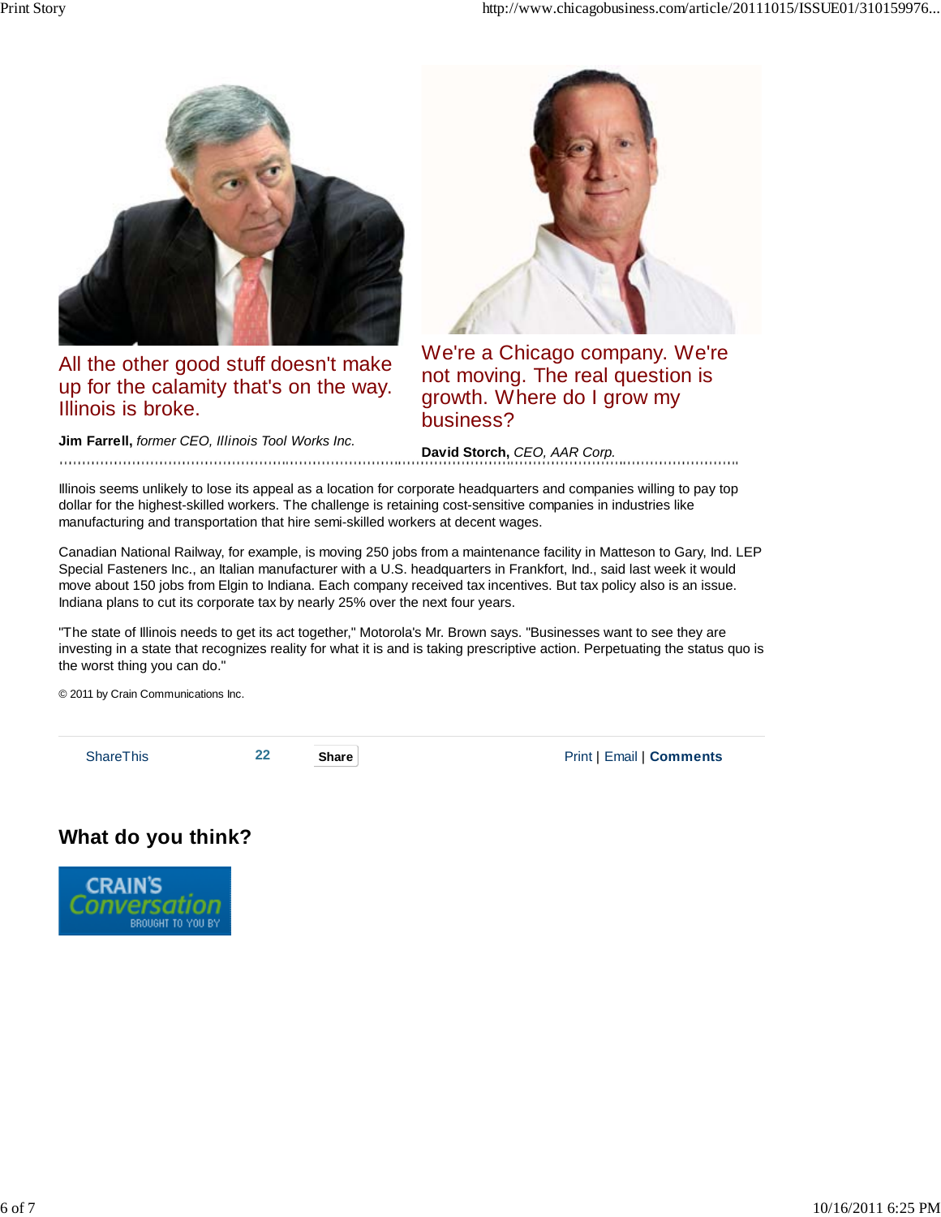All the other good stuff doesn't make up for the calamity that's on the way. Illinois is broke.

**Jim Farrell,** *former CEO, Illinois Tool Works Inc.*

We're a Chicago company. We're not moving. The real question is growth. Where do I grow my business?

**David Storch,** *CEO, AAR Corp.*

Illinois seems unlikely to lose its appeal as a location for corporate headquarters and companies willing to pay top dollar for the highest-skilled workers. The challenge is retaining cost-sensitive companies in industries like manufacturing and transportation that hire semi-skilled workers at decent wages.

Canadian National Railway, for example, is moving 250 jobs from a maintenance facility in Matteson to Gary, Ind. LEP Special Fasteners Inc., an Italian manufacturer with a U.S. headquarters in Frankfort, Ind., said last week it would move about 150 jobs from Elgin to Indiana. Each company received tax incentives. But tax policy also is an issue. Indiana plans to cut its corporate tax by nearly 25% over the next four years.

"The state of Illinois needs to get its act together," Motorola's Mr. Brown says. "Businesses want to see they are investing in a state that recognizes reality for what it is and is taking prescriptive action. Perpetuating the status quo is the worst thing you can do."

© 2011 by Crain Communications Inc.

ShareThis 22 Share Print | Email | **Comments**

## What do you think?

CRAIN'S Conversation BROUGHT TO YOU BY